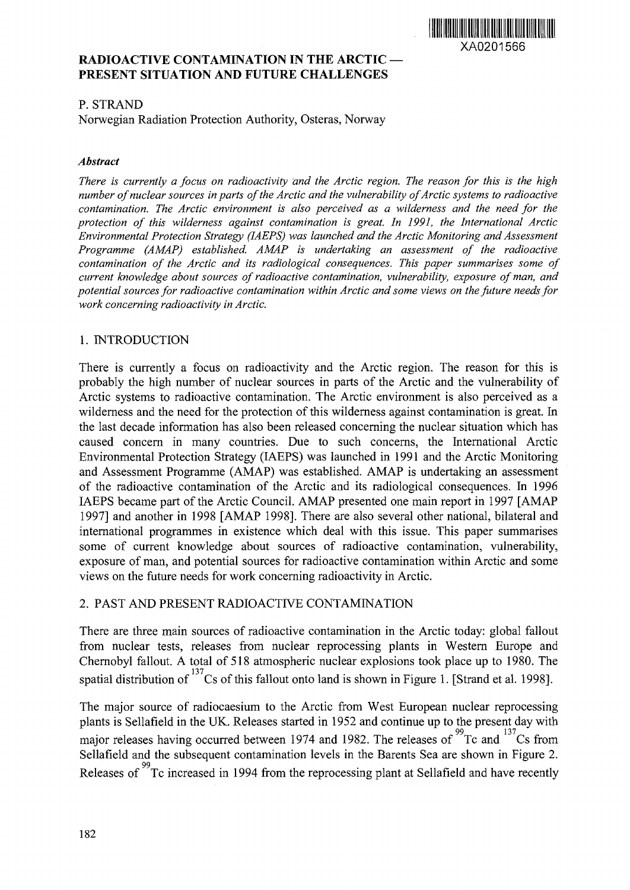XA0201566

# RADIOACTIVE CONTAMINATION IN THE ARCTIC — PRESENT SITUATION AND FUTURE CHALLENGES

P. STRAND

Norwegian Radiation Protection Authority, Osteras, Norway

### *Abstract*

*There is currently a focus on radioactivity and the Arctic region. The reason for this is the high number of nuclear sources in parts of the Arctic and the vulnerability of Arctic systems to radioactive contamination. The Arctic environment is also perceived as a wilderness and the need for the protection of this wilderness against contamination is great. In 1991, the International Arctic Environmental Protection Strategy (IAEPS) was launched and the Arctic Monitoring and Assessment Programme (AMAP) established. AMAP is undertaking an assessment of the radioactive contamination of the Arctic and its radiological consequences. This paper summarises some of current knowledge about sources of radioactive contamination, vulnerability, exposure of man, and potential sources for radioactive contamination within Arctic and some views on the future needs for work concerning radioactivity in Arctic.*

## 1. INTRODUCTION

There is currently a focus on radioactivity and the Arctic region. The reason for this is probably the high number of nuclear sources in parts of the Arctic and the vulnerability of Arctic systems to radioactive contamination. The Arctic environment is also perceived as a wilderness and the need for the protection of this wilderness against contamination is great. In the last decade information has also been released concerning the nuclear situation which has caused concern in many countries. Due to such concerns, the International Arctic Environmental Protection Strategy (IAEPS) was launched in 1991 and the Arctic Monitoring and Assessment Programme (AMAP) was established. AMAP is undertaking an assessment of the radioactive contamination of the Arctic and its radiological consequences. In 1996 IAEPS became part of the Arctic Council. AMAP presented one main report in 1997 [AMAP 1997] and another in 1998 [AMAP 1998]. There are also several other national, bilateral and international programmes in existence which deal with this issue. This paper summarises some of current knowledge about sources of radioactive contamination, vulnerability, exposure of man, and potential sources for radioactive contamination within Arctic and some views on the future needs for work concerning radioactivity in Arctic.

## 2. PAST AND PRESENT RADIOACTIVE CONTAMINATION

There are three main sources of radioactive contamination in the Arctic today: global fallout from nuclear tests, releases from nuclear reprocessing plants in Western Europe and Chernobyl fallout. A total of 518 atmospheric nuclear explosions took place up to 1980. The spatial distribution of $^{137}$Cs of this fallout onto land is shown in Figure 1. [Strand et al. 1998].

The major source of radiocaesium to the Arctic from West European nuclear reprocessing plants is Sellafield in the UK. Releases started in 1952 and continue up to the present day with major releases having occurred between 1974 and 1982. The releases of $^{99}$Tc and $^{137}$Cs from Sellafield and the subsequent contamination levels in the Barents Sea are shown in Figure 2. Releases of $^{99}$Tc increased in 1994 from the reprocessing plant at Sellafield and have recently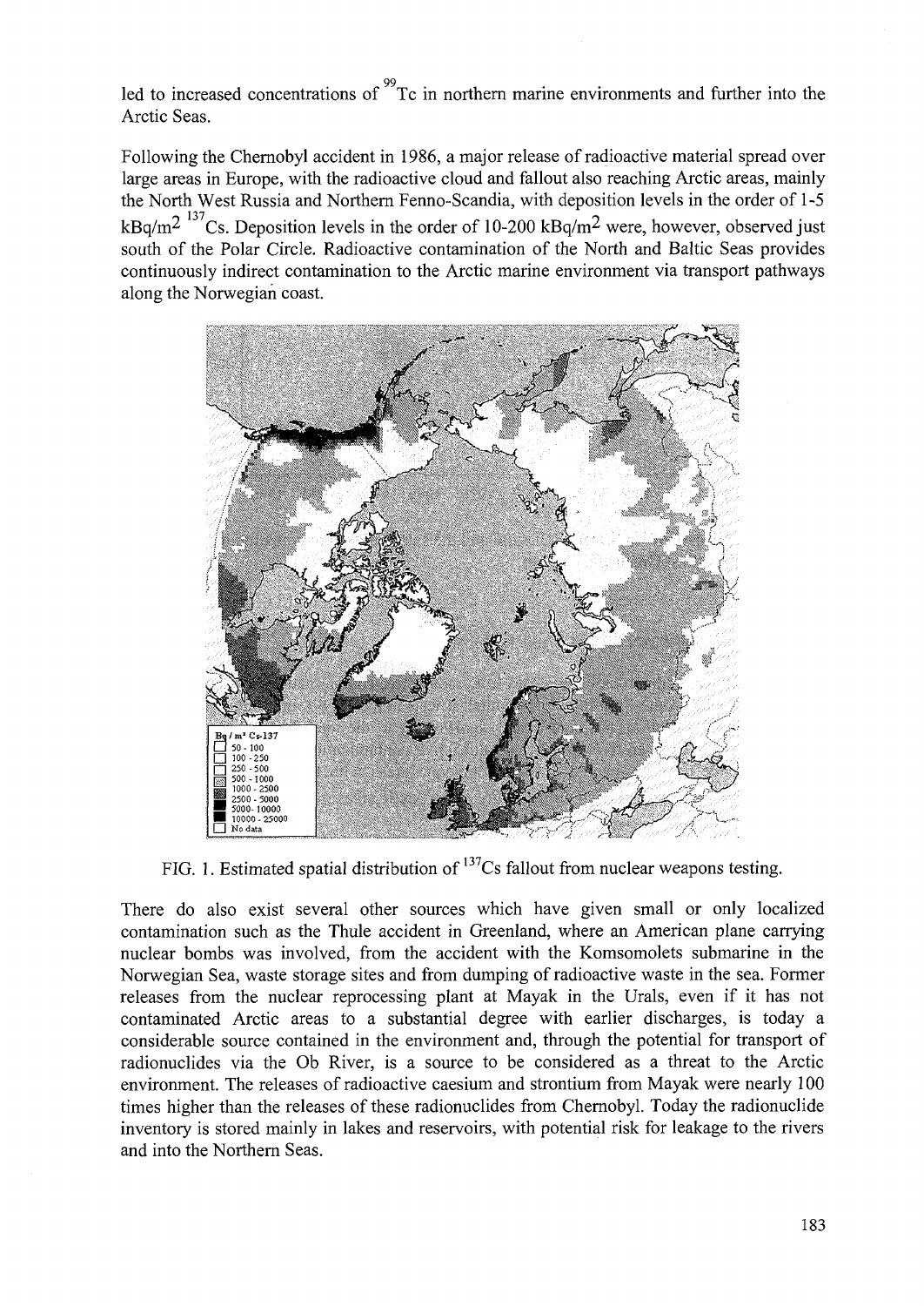led to increased concentrations of $^{99}$Tc in northern marine environments and further into the Arctic Seas.

Following the Chernobyl accident in 1986, a major release of radioactive material spread over large areas in Europe, with the radioactive cloud and fallout also reaching Arctic areas, mainly the North West Russia and Northern Fenno-Scandia, with deposition levels in the order of 1-5 kBq/m$^2$ $^{137}$Cs. Deposition levels in the order of 10-200 kBq/m$^2$ were, however, observed just south of the Polar Circle. Radioactive contamination of the North and Baltic Seas provides continuously indirect contamination to the Arctic marine environment via transport pathways along the Norwegian coast.

FIG. 1. Estimated spatial distribution of $^{137}$Cs fallout from nuclear weapons testing.

There do also exist several other sources which have given small or only localized contamination such as the Thule accident in Greenland, where an American plane carrying nuclear bombs was involved, from the accident with the Komsomolets submarine in the Norwegian Sea, waste storage sites and from dumping of radioactive waste in the sea. Former releases from the nuclear reprocessing plant at Mayak in the Urals, even if it has not contaminated Arctic areas to a substantial degree with earlier discharges, is today a considerable source contained in the environment and, through the potential for transport of radionuclides via the Ob River, is a source to be considered as a threat to the Arctic environment. The releases of radioactive caesium and strontium from Mayak were nearly 100 times higher than the releases of these radionuclides from Chernobyl. Today the radionuclide inventory is stored mainly in lakes and reservoirs, with potential risk for leakage to the rivers and into the Northern Seas.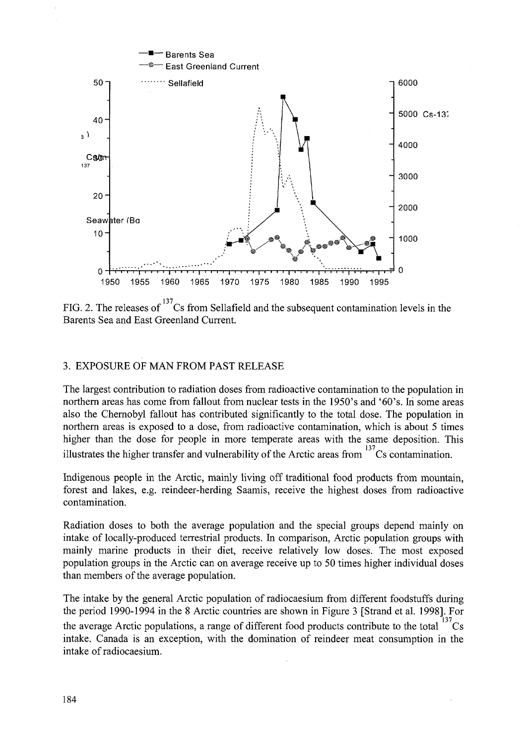FIG. 2. The releases of $^{137}$Cs from Sellafield and the subsequent contamination levels in the Barents Sea and East Greenland Current.

## 3. EXPOSURE OF MAN FROM PAST RELEASE

The largest contribution to radiation doses from radioactive contamination to the population in northern areas has come from fallout from nuclear tests in the 1950's and '60's. In some areas also the Chernobyl fallout has contributed significantly to the total dose. The population in northern areas is exposed to a dose, from radioactive contamination, which is about 5 times higher than the dose for people in more temperate areas with the same deposition. This illustrates the higher transfer and vulnerability of the Arctic areas from $^{137}$Cs contamination.

Indigenous people in the Arctic, mainly living off traditional food products from mountain, forest and lakes, e.g. reindeer-herding Saamis, receive the highest doses from radioactive contamination.

Radiation doses to both the average population and the special groups depend mainly on intake of locally-produced terrestrial products. In comparison, Arctic population groups with mainly marine products in their diet, receive relatively low doses. The most exposed population groups in the Arctic can on average receive up to 50 times higher individual doses than members of the average population.

The intake by the general Arctic population of radiocaesium from different foodstuffs during the period 1990-1994 in the 8 Arctic countries are shown in Figure 3 [Strand et al. 1998]. For the average Arctic populations, a range of different food products contribute to the total $^{137}$Cs intake. Canada is an exception, with the domination of reindeer meat consumption in the intake of radiocaesium.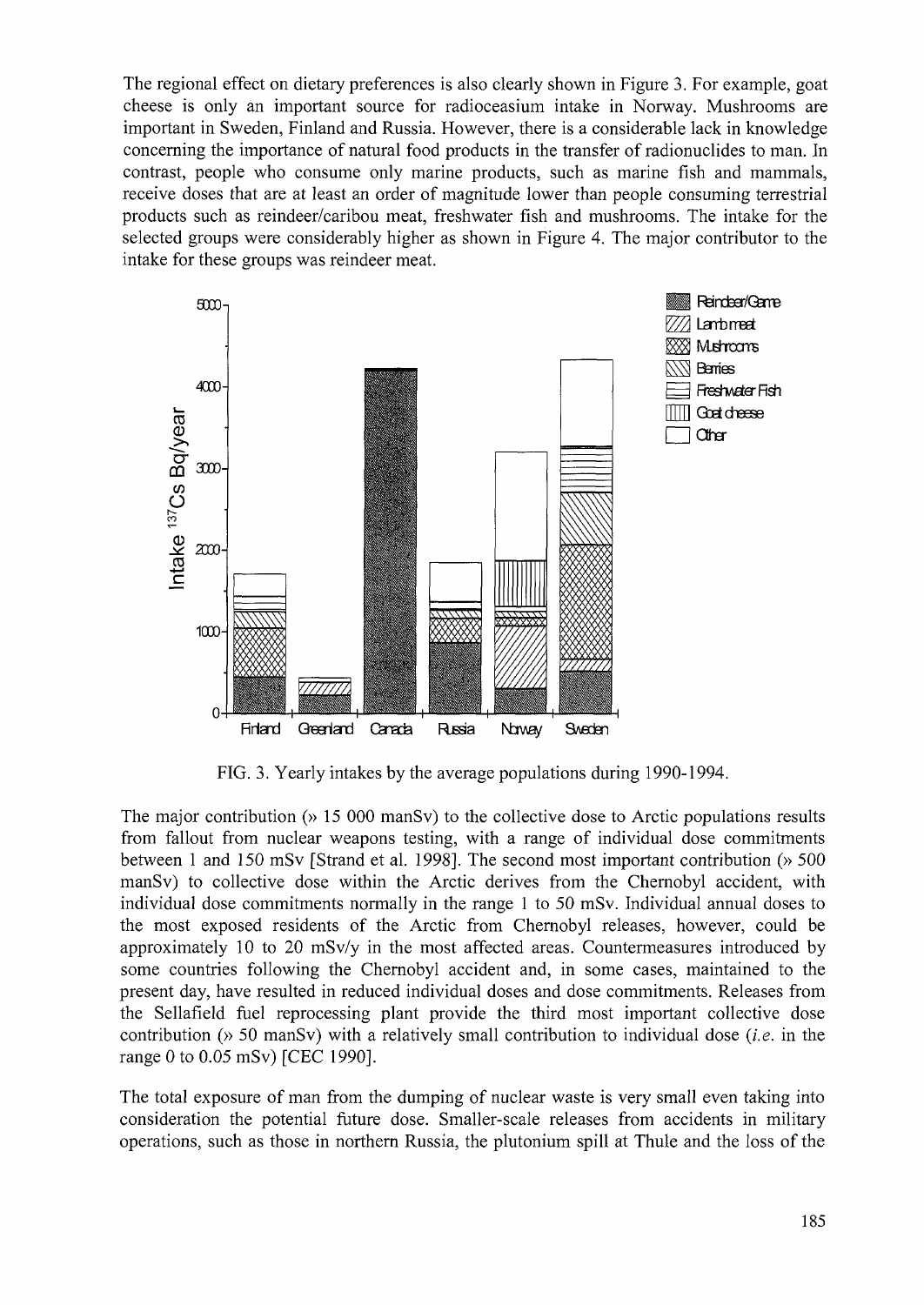The regional effect on dietary preferences is also clearly shown in Figure 3. For example, goat cheese is only an important source for radioceasium intake in Norway. Mushrooms are important in Sweden, Finland and Russia. However, there is a considerable lack in knowledge concerning the importance of natural food products in the transfer of radionuclides to man. In contrast, people who consume only marine products, such as marine fish and mammals, receive doses that are at least an order of magnitude lower than people consuming terrestrial products such as reindeer/caribou meat, freshwater fish and mushrooms. The intake for the selected groups were considerably higher as shown in Figure 4. The major contributor to the intake for these groups was reindeer meat.

FIG. 3. Yearly intakes by the average populations during 1990-1994.

The major contribution (» 15 000 manSv) to the collective dose to Arctic populations results from fallout from nuclear weapons testing, with a range of individual dose commitments between 1 and 150 mSv [Strand et al. 1998]. The second most important contribution (» 500 manSv) to collective dose within the Arctic derives from the Chernobyl accident, with individual dose commitments normally in the range 1 to 50 mSv. Individual annual doses to the most exposed residents of the Arctic from Chernobyl releases, however, could be approximately 10 to 20 mSv/y in the most affected areas. Countermeasures introduced by some countries following the Chernobyl accident and, in some cases, maintained to the present day, have resulted in reduced individual doses and dose commitments. Releases from the Sellafield fuel reprocessing plant provide the third most important collective dose contribution (» 50 manSv) with a relatively small contribution to individual dose (*i.e.* in the range 0 to 0.05 mSv) [CEC 1990].

The total exposure of man from the dumping of nuclear waste is very small even taking into consideration the potential future dose. Smaller-scale releases from accidents in military operations, such as those in northern Russia, the plutonium spill at Thule and the loss of the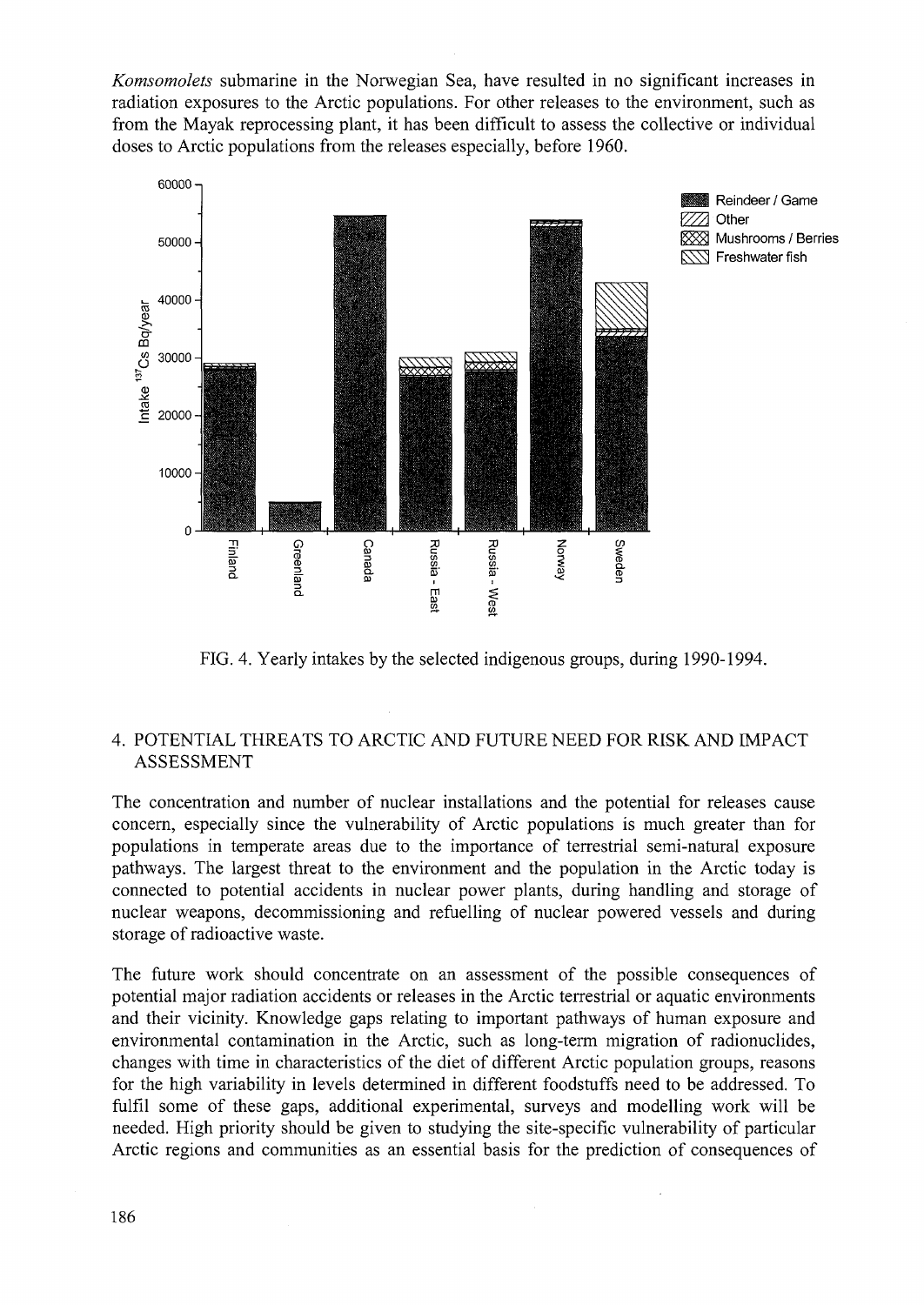*Komsomolets* submarine in the Norwegian Sea, have resulted in no significant increases in radiation exposures to the Arctic populations. For other releases to the environment, such as from the Mayak reprocessing plant, it has been difficult to assess the collective or individual doses to Arctic populations from the releases especially, before 1960.

FIG. 4. Yearly intakes by the selected indigenous groups, during 1990-1994.

## 4. POTENTIAL THREATS TO ARCTIC AND FUTURE NEED FOR RISK AND IMPACT ASSESSMENT

The concentration and number of nuclear installations and the potential for releases cause concern, especially since the vulnerability of Arctic populations is much greater than for populations in temperate areas due to the importance of terrestrial semi-natural exposure pathways. The largest threat to the environment and the population in the Arctic today is connected to potential accidents in nuclear power plants, during handling and storage of nuclear weapons, decommissioning and refuelling of nuclear powered vessels and during storage of radioactive waste.

The future work should concentrate on an assessment of the possible consequences of potential major radiation accidents or releases in the Arctic terrestrial or aquatic environments and their vicinity. Knowledge gaps relating to important pathways of human exposure and environmental contamination in the Arctic, such as long-term migration of radionuclides, changes with time in characteristics of the diet of different Arctic population groups, reasons for the high variability in levels determined in different foodstuffs need to be addressed. To fulfil some of these gaps, additional experimental, surveys and modelling work will be needed. High priority should be given to studying the site-specific vulnerability of particular Arctic regions and communities as an essential basis for the prediction of consequences of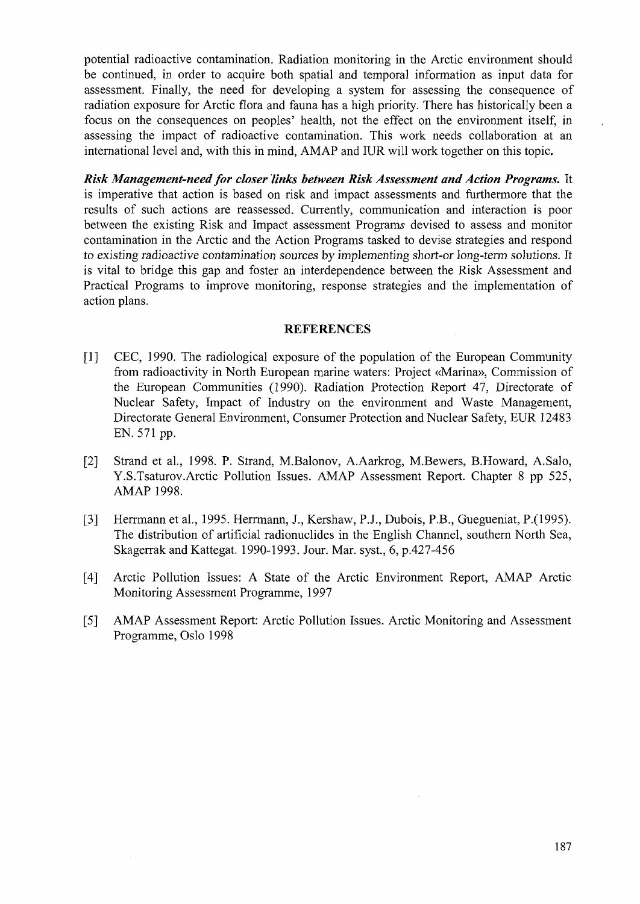potential radioactive contamination. Radiation monitoring in the Arctic environment should be continued, in order to acquire both spatial and temporal information as input data for assessment. Finally, the need for developing a system for assessing the consequence of radiation exposure for Arctic flora and fauna has a high priority. There has historically been a focus on the consequences on peoples' health, not the effect on the environment itself, in assessing the impact of radioactive contamination. This work needs collaboration at an international level and, with this in mind, AMAP and IUR will work together on this topic.

***Risk Management-need for closer links between Risk Assessment and Action Programs.*** It is imperative that action is based on risk and impact assessments and furthermore that the results of such actions are reassessed. Currently, communication and interaction is poor between the existing Risk and Impact assessment Programs devised to assess and monitor contamination in the Arctic and the Action Programs tasked to devise strategies and respond to existing radioactive contamination sources by implementing short-or long-term solutions. It is vital to bridge this gap and foster an interdependence between the Risk Assessment and Practical Programs to improve monitoring, response strategies and the implementation of action plans.

## REFERENCES

[1] CEC, 1990. The radiological exposure of the population of the European Community from radioactivity in North European marine waters: Project «Marina», Commission of the European Communities (1990). Radiation Protection Report 47, Directorate of Nuclear Safety, Impact of Industry on the environment and Waste Management, Directorate General Environment, Consumer Protection and Nuclear Safety, EUR 12483 EN. 571 pp.

[2] Strand et al., 1998. P. Strand, M.Balonov, A.Aarkrog, M.Bewers, B.Howard, A.Salo, Y.S.Tsaturov.Arctic Pollution Issues. AMAP Assessment Report. Chapter 8 pp 525, AMAP 1998.

[3] Herrmann et al., 1995. Herrmann, J., Kershaw, P.J., Dubois, P.B., Guegueniat, P.(1995). The distribution of artificial radionuclides in the English Channel, southern North Sea, Skagerrak and Kattegat. 1990-1993. Jour. Mar. syst., 6, p.427-456

[4] Arctic Pollution Issues: A State of the Arctic Environment Report, AMAP Arctic Monitoring Assessment Programme, 1997

[5] AMAP Assessment Report: Arctic Pollution Issues. Arctic Monitoring and Assessment Programme, Oslo 1998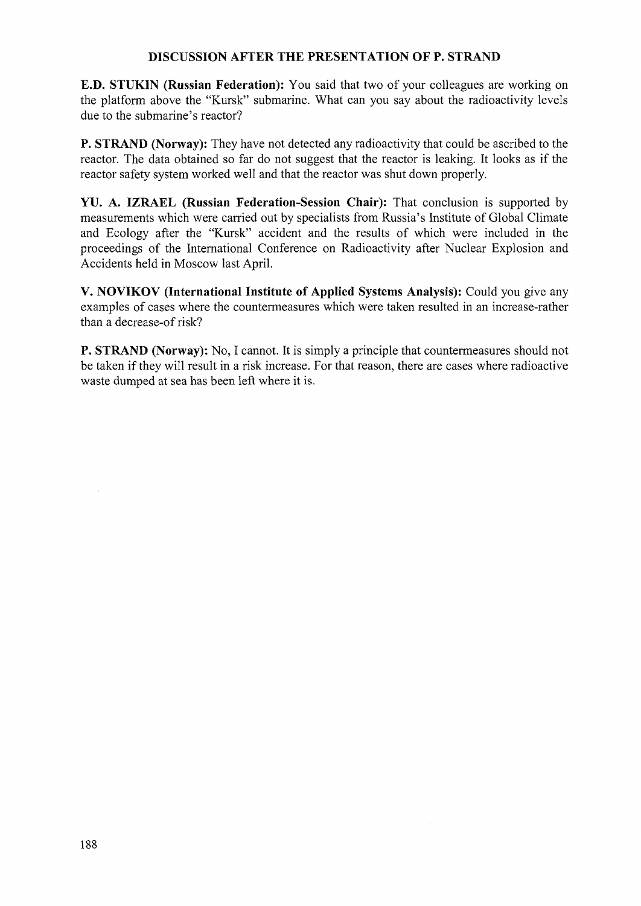## DISCUSSION AFTER THE PRESENTATION OF P. STRAND

**E.D. STUKIN (Russian Federation):** You said that two of your colleagues are working on the platform above the "Kursk" submarine. What can you say about the radioactivity levels due to the submarine's reactor?

**P. STRAND (Norway):** They have not detected any radioactivity that could be ascribed to the reactor. The data obtained so far do not suggest that the reactor is leaking. It looks as if the reactor safety system worked well and that the reactor was shut down properly.

**YU. A. IZRAEL (Russian Federation-Session Chair):** That conclusion is supported by measurements which were carried out by specialists from Russia's Institute of Global Climate and Ecology after the "Kursk" accident and the results of which were included in the proceedings of the International Conference on Radioactivity after Nuclear Explosion and Accidents held in Moscow last April.

**V. NOVIKOV (International Institute of Applied Systems Analysis):** Could you give any examples of cases where the countermeasures which were taken resulted in an increase-rather than a decrease-of risk?

**P. STRAND (Norway):** No, I cannot. It is simply a principle that countermeasures should not be taken if they will result in a risk increase. For that reason, there are cases where radioactive waste dumped at sea has been left where it is.